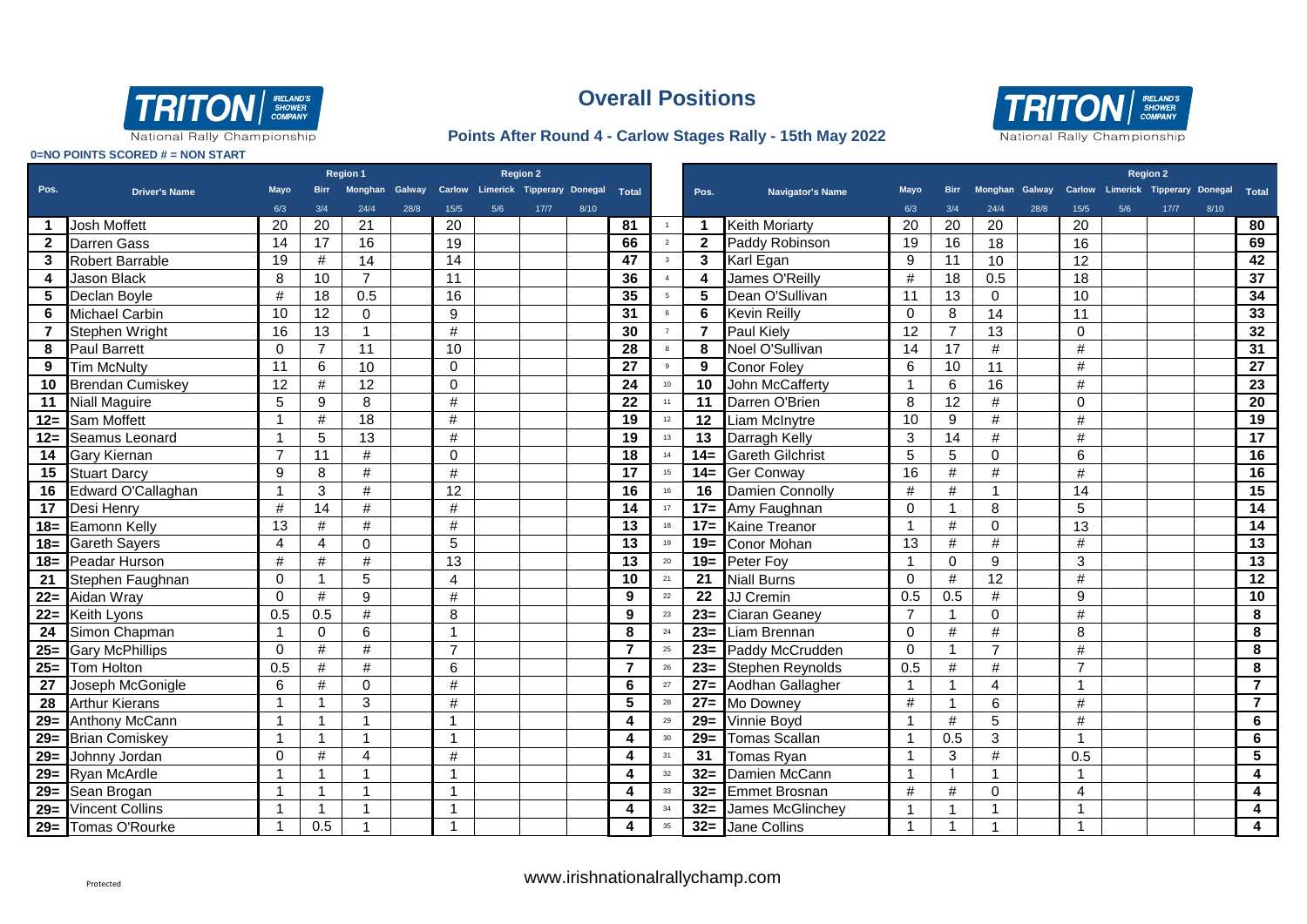# Overall Positions

## Points After Round 4 - Carlow Stages Rally - 15th May 2022

0=NO POINTS SCORED # = NON START

| Pos. | Driver's Name | Mayo 6/3 | Birr 3/4 | Monghan 24/4 | Galway 28/8 | Carlow 15/5 | Limerick 5/6 | Tipperary 17/7 | Donegal 8/10 | Total |
|---|---|---|---|---|---|---|---|---|---|---|
| | | Region 1 | | | | Region 2 | | | | |
| 1 | Josh Moffett | 20 | 20 | 21 | | 20 | | | | 81 |
| 2 | Darren Gass | 14 | 17 | 16 | | 19 | | | | 66 |
| 3 | Robert Barrable | 19 | # | 14 | | 14 | | | | 47 |
| 4 | Jason Black | 8 | 10 | 7 | | 11 | | | | 36 |
| 5 | Declan Boyle | # | 18 | 0.5 | | 16 | | | | 35 |
| 6 | Michael Carbin | 10 | 12 | 0 | | 9 | | | | 31 |
| 7 | Stephen Wright | 16 | 13 | 1 | | # | | | | 30 |
| 8 | Paul Barrett | 0 | 7 | 11 | | 10 | | | | 28 |
| 9 | Tim McNulty | 11 | 6 | 10 | | 0 | | | | 27 |
| 10 | Brendan Cumiskey | 12 | # | 12 | | 0 | | | | 24 |
| 11 | Niall Maguire | 5 | 9 | 8 | | # | | | | 22 |
| 12= | Sam Moffett | 1 | # | 18 | | # | | | | 19 |
| 12= | Seamus Leonard | 1 | 5 | 13 | | # | | | | 19 |
| 14 | Gary Kiernan | 7 | 11 | # | | 0 | | | | 18 |
| 15 | Stuart Darcy | 9 | 8 | # | | # | | | | 17 |
| 16 | Edward O'Callaghan | 1 | 3 | # | | 12 | | | | 16 |
| 17 | Desi Henry | # | 14 | # | | # | | | | 14 |
| 18= | Eamonn Kelly | 13 | # | # | | # | | | | 13 |
| 18= | Gareth Sayers | 4 | 4 | 0 | | 5 | | | | 13 |
| 18= | Peadar Hurson | # | # | # | | 13 | | | | 13 |
| 21 | Stephen Faughnan | 0 | 1 | 5 | | 4 | | | | 10 |
| 22= | Aidan Wray | 0 | # | 9 | | # | | | | 9 |
| 22= | Keith Lyons | 0.5 | 0.5 | # | | 8 | | | | 9 |
| 24 | Simon Chapman | 1 | 0 | 6 | | 1 | | | | 8 |
| 25= | Gary McPhillips | 0 | # | # | | 7 | | | | 7 |
| 25= | Tom Holton | 0.5 | # | # | | 6 | | | | 7 |
| 27 | Joseph McGonigle | 6 | # | 0 | | # | | | | 6 |
| 28 | Arthur Kierans | 1 | 1 | 3 | | # | | | | 5 |
| 29= | Anthony McCann | 1 | 1 | 1 | | 1 | | | | 4 |
| 29= | Brian Comiskey | 1 | 1 | 1 | | 1 | | | | 4 |
| 29= | Johnny Jordan | 0 | # | 4 | | # | | | | 4 |
| 29= | Ryan McArdle | 1 | 1 | 1 | | 1 | | | | 4 |
| 29= | Sean Brogan | 1 | 1 | 1 | | 1 | | | | 4 |
| 29= | Vincent Collins | 1 | 1 | 1 | | 1 | | | | 4 |
| 29= | Tomas O'Rourke | 1 | 0.5 | 1 | | 1 | | | | 4 |

| | Pos. | Navigator's Name | Mayo 6/3 | Birr 3/4 | Monghan 24/4 | Galway 28/8 | Carlow 15/5 | Limerick 5/6 | Tipperary 17/7 | Donegal 8/10 | Total |
|---|---|---|---|---|---|---|---|---|---|---|---|
| | | | | | | | Region 2 | | | | |
| 1 | 1 | Keith Moriarty | 20 | 20 | 20 | | 20 | | | | 80 |
| 2 | 2 | Paddy Robinson | 19 | 16 | 18 | | 16 | | | | 69 |
| 3 | 3 | Karl Egan | 9 | 11 | 10 | | 12 | | | | 42 |
| 4 | 4 | James O'Reilly | # | 18 | 0.5 | | 18 | | | | 37 |
| 5 | 5 | Dean O'Sullivan | 11 | 13 | 0 | | 10 | | | | 34 |
| 6 | 6 | Kevin Reilly | 0 | 8 | 14 | | 11 | | | | 33 |
| 7 | 7 | Paul Kiely | 12 | 7 | 13 | | 0 | | | | 32 |
| 8 | 8 | Noel O'Sullivan | 14 | 17 | # | | # | | | | 31 |
| 9 | 9 | Conor Foley | 6 | 10 | 11 | | # | | | | 27 |
| 10 | 10 | John McCafferty | 1 | 6 | 16 | | # | | | | 23 |
| 11 | 11 | Darren O'Brien | 8 | 12 | # | | 0 | | | | 20 |
| 12 | 12 | Liam McIntyre | 10 | 9 | # | | # | | | | 19 |
| 13 | 13 | Darragh Kelly | 3 | 14 | # | | # | | | | 17 |
| 14 | 14= | Gareth Gilchrist | 5 | 5 | 0 | | 6 | | | | 16 |
| 15 | 14= | Ger Conway | 16 | # | # | | # | | | | 16 |
| 16 | 16 | Damien Connolly | # | # | 1 | | 14 | | | | 15 |
| 17 | 17= | Amy Faughnan | 0 | 1 | 8 | | 5 | | | | 14 |
| 18 | 17= | Kaine Treanor | 1 | # | 0 | | 13 | | | | 14 |
| 19 | 19= | Conor Mohan | 13 | # | # | | # | | | | 13 |
| 20 | 19= | Peter Foy | 1 | 0 | 9 | | 3 | | | | 13 |
| 21 | 21 | Niall Burns | 0 | # | 12 | | # | | | | 12 |
| 22 | 22 | JJ Cremin | 0.5 | 0.5 | # | | 9 | | | | 10 |
| 23 | 23= | Ciaran Geaney | 7 | 1 | 0 | | # | | | | 8 |
| 24 | 23= | Liam Brennan | 0 | # | # | | 8 | | | | 8 |
| 25 | 23= | Paddy McCrudden | 0 | 1 | 7 | | # | | | | 8 |
| 26 | 23= | Stephen Reynolds | 0.5 | # | # | | 7 | | | | 8 |
| 27 | 27= | Aodhan Gallagher | 1 | 1 | 4 | | 1 | | | | 7 |
| 28 | 27= | Mo Downey | # | 1 | 6 | | # | | | | 7 |
| 29 | 29= | Vinnie Boyd | 1 | # | 5 | | # | | | | 6 |
| 30 | 29= | Tomas Scallan | 1 | 0.5 | 3 | | 1 | | | | 6 |
| 31 | 31 | Tomas Ryan | 1 | 3 | # | | 0.5 | | | | 5 |
| 32 | 32= | Damien McCann | 1 | 1 | 1 | | 1 | | | | 4 |
| 33 | 32= | Emmet Brosnan | # | # | 0 | | 4 | | | | 4 |
| 34 | 32= | James McGlinchey | 1 | 1 | 1 | | 1 | | | | 4 |
| 35 | 32= | Jane Collins | 1 | 1 | 1 | | 1 | | | | 4 |

www.irishnationalrallychamp.com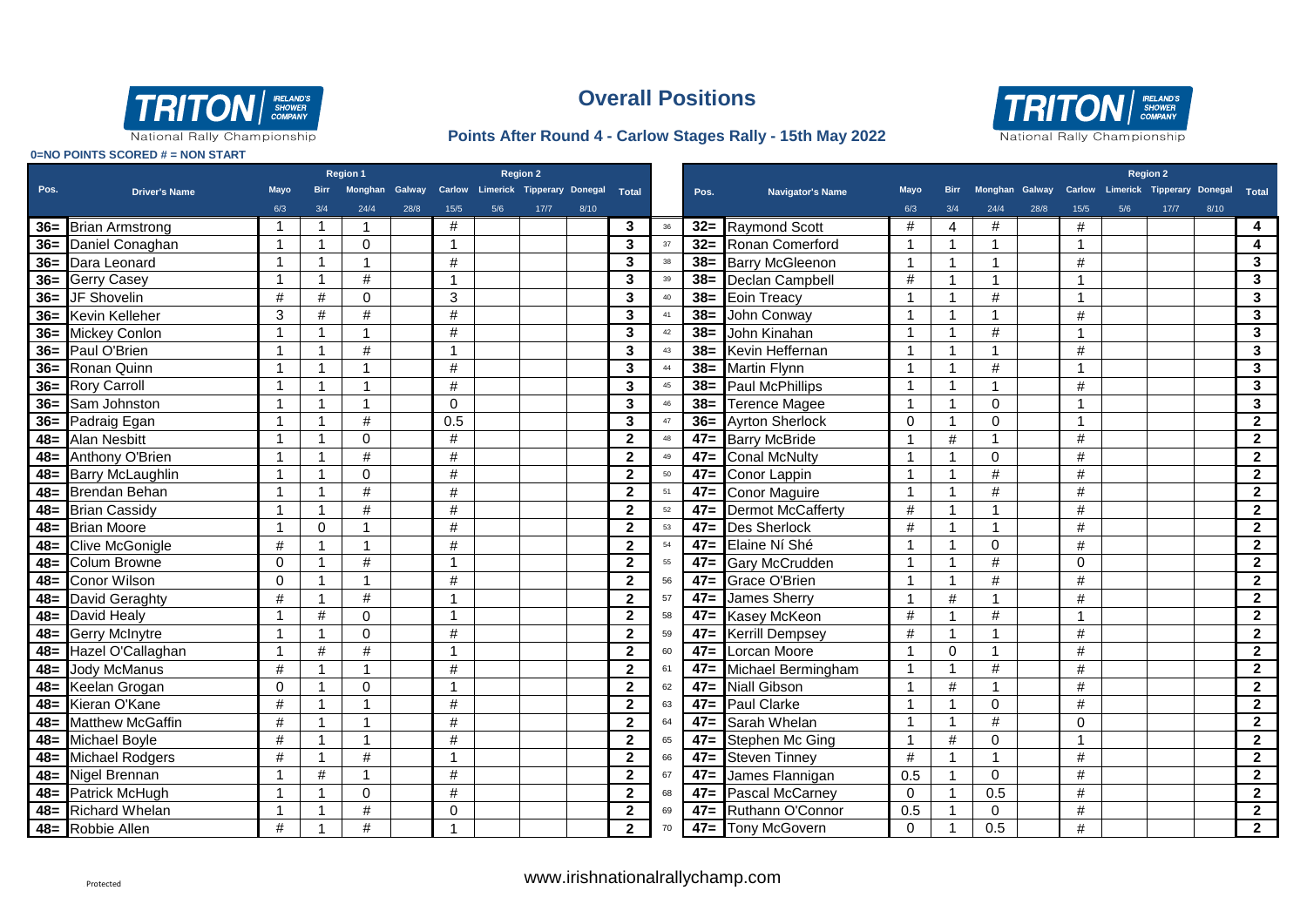# Overall Positions

### Points After Round 4 - Carlow Stages Rally - 15th May 2022

TRITON National Rally Championship

**0=NO POINTS SCORED # = NON START**

| Pos. | Driver's Name | Mayo 6/3 | Birr 3/4 | Monghan 24/4 | Galway 28/8 | Carlow 15/5 | Limerick 5/6 | Tipperary 17/7 | Donegal 8/10 | Total |
|---|---|---|---|---|---|---|---|---|---|---|
| | | Region 1 | | | | Region 2 | | | | |
| 36= | Brian Armstrong | 1 | 1 | 1 | | # | | | | 3 |
| 36= | Daniel Conaghan | 1 | 1 | 0 | | 1 | | | | 3 |
| 36= | Dara Leonard | 1 | 1 | 1 | | # | | | | 3 |
| 36= | Gerry Casey | 1 | 1 | # | | 1 | | | | 3 |
| 36= | JF Shovelin | # | # | 0 | | 3 | | | | 3 |
| 36= | Kevin Kelleher | 3 | # | # | | # | | | | 3 |
| 36= | Mickey Conlon | 1 | 1 | 1 | | # | | | | 3 |
| 36= | Paul O'Brien | 1 | 1 | # | | 1 | | | | 3 |
| 36= | Ronan Quinn | 1 | 1 | 1 | | # | | | | 3 |
| 36= | Rory Carroll | 1 | 1 | 1 | | # | | | | 3 |
| 36= | Sam Johnston | 1 | 1 | 1 | | 0 | | | | 3 |
| 36= | Padraig Egan | 1 | 1 | # | | 0.5 | | | | 3 |
| 48= | Alan Nesbitt | 1 | 1 | 0 | | # | | | | 2 |
| 48= | Anthony O'Brien | 1 | 1 | # | | # | | | | 2 |
| 48= | Barry McLaughlin | 1 | 1 | 0 | | # | | | | 2 |
| 48= | Brendan Behan | 1 | 1 | # | | # | | | | 2 |
| 48= | Brian Cassidy | 1 | 1 | # | | # | | | | 2 |
| 48= | Brian Moore | 1 | 0 | 1 | | # | | | | 2 |
| 48= | Clive McGonigle | # | 1 | 1 | | # | | | | 2 |
| 48= | Colum Browne | 0 | 1 | # | | 1 | | | | 2 |
| 48= | Conor Wilson | 0 | 1 | 1 | | # | | | | 2 |
| 48= | David Geraghty | # | 1 | # | | 1 | | | | 2 |
| 48= | David Healy | 1 | # | 0 | | 1 | | | | 2 |
| 48= | Gerry McInytre | 1 | 1 | 0 | | # | | | | 2 |
| 48= | Hazel O'Callaghan | 1 | # | # | | 1 | | | | 2 |
| 48= | Jody McManus | # | 1 | 1 | | # | | | | 2 |
| 48= | Keelan Grogan | 0 | 1 | 0 | | 1 | | | | 2 |
| 48= | Kieran O'Kane | # | 1 | 1 | | # | | | | 2 |
| 48= | Matthew McGaffin | # | 1 | 1 | | # | | | | 2 |
| 48= | Michael Boyle | # | 1 | 1 | | # | | | | 2 |
| 48= | Michael Rodgers | # | 1 | # | | 1 | | | | 2 |
| 48= | Nigel Brennan | 1 | # | 1 | | # | | | | 2 |
| 48= | Patrick McHugh | 1 | 1 | 0 | | # | | | | 2 |
| 48= | Richard Whelan | 1 | 1 | # | | 0 | | | | 2 |
| 48= | Robbie Allen | # | 1 | # | | 1 | | | | 2 |

| | Pos. | Navigator's Name | Mayo 6/3 | Birr 3/4 | Monghan 24/4 | Galway 28/8 | Carlow 15/5 | Limerick 5/6 | Tipperary 17/7 | Donegal 8/10 | Total |
|---|---|---|---|---|---|---|---|---|---|---|---|
| | | | | | | | Region 2 | | | | |
| 36 | 32= | Raymond Scott | # | 4 | # | | # | | | | 4 |
| 37 | 32= | Ronan Comerford | 1 | 1 | 1 | | 1 | | | | 4 |
| 38 | 38= | Barry McGleenon | 1 | 1 | 1 | | # | | | | 3 |
| 39 | 38= | Declan Campbell | # | 1 | 1 | | 1 | | | | 3 |
| 40 | 38= | Eoin Treacy | 1 | 1 | # | | 1 | | | | 3 |
| 41 | 38= | John Conway | 1 | 1 | 1 | | # | | | | 3 |
| 42 | 38= | John Kinahan | 1 | 1 | # | | 1 | | | | 3 |
| 43 | 38= | Kevin Heffernan | 1 | 1 | 1 | | # | | | | 3 |
| 44 | 38= | Martin Flynn | 1 | 1 | # | | 1 | | | | 3 |
| 45 | 38= | Paul McPhillips | 1 | 1 | 1 | | # | | | | 3 |
| 46 | 38= | Terence Magee | 1 | 1 | 0 | | 1 | | | | 3 |
| 47 | 36= | Ayrton Sherlock | 0 | 1 | 0 | | 1 | | | | 2 |
| 48 | 47= | Barry McBride | 1 | # | 1 | | # | | | | 2 |
| 49 | 47= | Conal McNulty | 1 | 1 | 0 | | # | | | | 2 |
| 50 | 47= | Conor Lappin | 1 | 1 | # | | # | | | | 2 |
| 51 | 47= | Conor Maguire | 1 | 1 | # | | # | | | | 2 |
| 52 | 47= | Dermot McCafferty | # | 1 | 1 | | # | | | | 2 |
| 53 | 47= | Des Sherlock | # | 1 | 1 | | # | | | | 2 |
| 54 | 47= | Elaine Ní Shé | 1 | 1 | 0 | | # | | | | 2 |
| 55 | 47= | Gary McCrudden | 1 | 1 | # | | 0 | | | | 2 |
| 56 | 47= | Grace O'Brien | 1 | 1 | # | | # | | | | 2 |
| 57 | 47= | James Sherry | 1 | # | 1 | | # | | | | 2 |
| 58 | 47= | Kasey McKeon | # | 1 | # | | 1 | | | | 2 |
| 59 | 47= | Kerrill Dempsey | # | 1 | 1 | | # | | | | 2 |
| 60 | 47= | Lorcan Moore | 1 | 0 | 1 | | # | | | | 2 |
| 61 | 47= | Michael Bermingham | 1 | 1 | # | | # | | | | 2 |
| 62 | 47= | Niall Gibson | 1 | # | 1 | | # | | | | 2 |
| 63 | 47= | Paul Clarke | 1 | 1 | 0 | | # | | | | 2 |
| 64 | 47= | Sarah Whelan | 1 | 1 | # | | 0 | | | | 2 |
| 65 | 47= | Stephen Mc Ging | 1 | # | 0 | | 1 | | | | 2 |
| 66 | 47= | Steven Tinney | # | 1 | 1 | | # | | | | 2 |
| 67 | 47= | James Flannigan | 0.5 | 1 | 0 | | # | | | | 2 |
| 68 | 47= | Pascal McCarney | 0 | 1 | 0.5 | | # | | | | 2 |
| 69 | 47= | Ruthann O'Connor | 0.5 | 1 | 0 | | # | | | | 2 |
| 70 | 47= | Tony McGovern | 0 | 1 | 0.5 | | # | | | | 2 |

Protected

www.irishnationalrallychamp.com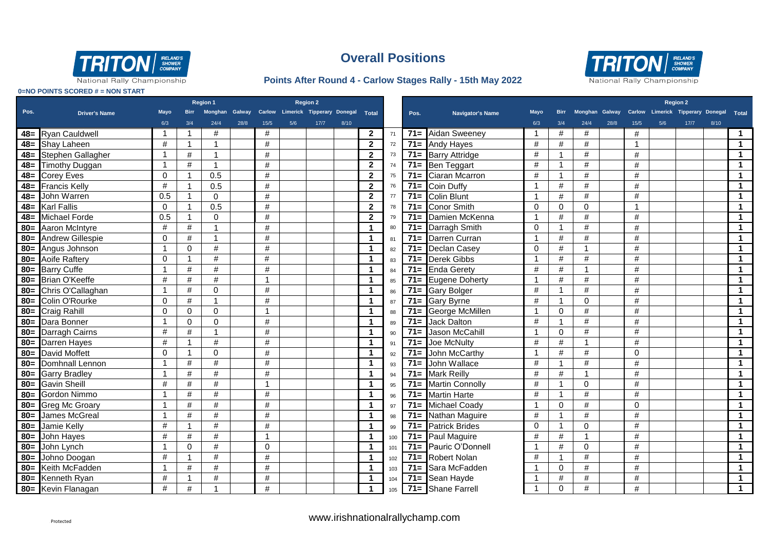# Overall Positions

## Points After Round 4 - Carlow Stages Rally - 15th May 2022

**0=NO POINTS SCORED # = NON START**

| Pos. | Driver's Name | Mayo | Birr | Monghan | Galway | Carlow | Limerick | Tipperary | Donegal | Total |
|---|---|---|---|---|---|---|---|---|---|---|
| | | Region 1 | | | | Region 2 | | | | |
| | | 6/3 | 3/4 | 24/4 | 28/8 | 15/5 | 5/6 | 17/7 | 8/10 | |
| 48= | Ryan Cauldwell | 1 | 1 | # | | # | | | | 2 |
| 48= | Shay Laheen | # | 1 | 1 | | # | | | | 2 |
| 48= | Stephen Gallagher | 1 | # | 1 | | # | | | | 2 |
| 48= | Timothy Duggan | 1 | # | 1 | | # | | | | 2 |
| 48= | Corey Eves | 0 | 1 | 0.5 | | # | | | | 2 |
| 48= | Francis Kelly | # | 1 | 0.5 | | # | | | | 2 |
| 48= | John Warren | 0.5 | 1 | 0 | | # | | | | 2 |
| 48= | Karl Fallis | 0 | 1 | 0.5 | | # | | | | 2 |
| 48= | Michael Forde | 0.5 | 1 | 0 | | # | | | | 2 |
| 80= | Aaron McIntyre | # | # | 1 | | # | | | | 1 |
| 80= | Andrew Gillespie | 0 | # | 1 | | # | | | | 1 |
| 80= | Angus Johnson | 1 | 0 | # | | # | | | | 1 |
| 80= | Aoife Raftery | 0 | 1 | # | | # | | | | 1 |
| 80= | Barry Cuffe | 1 | # | # | | # | | | | 1 |
| 80= | Brian O'Keeffe | # | # | # | | 1 | | | | 1 |
| 80= | Chris O'Callaghan | 1 | # | 0 | | # | | | | 1 |
| 80= | Colin O'Rourke | 0 | # | 1 | | # | | | | 1 |
| 80= | Craig Rahill | 0 | 0 | 0 | | 1 | | | | 1 |
| 80= | Dara Bonner | 1 | 0 | 0 | | # | | | | 1 |
| 80= | Darragh Cairns | # | # | 1 | | # | | | | 1 |
| 80= | Darren Hayes | # | 1 | # | | # | | | | 1 |
| 80= | David Moffett | 0 | 1 | 0 | | # | | | | 1 |
| 80= | Domhnall Lennon | 1 | # | # | | # | | | | 1 |
| 80= | Garry Bradley | 1 | # | # | | # | | | | 1 |
| 80= | Gavin Sheill | # | # | # | | 1 | | | | 1 |
| 80= | Gordon Nimmo | 1 | # | # | | # | | | | 1 |
| 80= | Greg Mc Groary | 1 | # | # | | # | | | | 1 |
| 80= | James McGreal | 1 | # | # | | # | | | | 1 |
| 80= | Jamie Kelly | # | 1 | # | | # | | | | 1 |
| 80= | John Hayes | # | # | # | | 1 | | | | 1 |
| 80= | John Lynch | 1 | 0 | # | | 0 | | | | 1 |
| 80= | Johno Doogan | # | 1 | # | | # | | | | 1 |
| 80= | Keith McFadden | 1 | # | # | | # | | | | 1 |
| 80= | Kenneth Ryan | # | 1 | # | | # | | | | 1 |
| 80= | Kevin Flanagan | # | # | 1 | | # | | | | 1 |

| | Pos. | Navigator's Name | Mayo | Birr | Monghan | Galway | Carlow | Limerick | Tipperary | Donegal | Total |
|---|---|---|---|---|---|---|---|---|---|---|---|
| | | | | | | | Region 2 | | | | |
| | | | 6/3 | 3/4 | 24/4 | 28/8 | 15/5 | 5/6 | 17/7 | 8/10 | |
| 71 | 71= | Aidan Sweeney | 1 | # | # | | # | | | | 1 |
| 72 | 71= | Andy Hayes | # | # | # | | 1 | | | | 1 |
| 73 | 71= | Barry Attridge | # | 1 | # | | # | | | | 1 |
| 74 | 71= | Ben Teggart | # | 1 | # | | # | | | | 1 |
| 75 | 71= | Ciaran Mcarron | # | 1 | # | | # | | | | 1 |
| 76 | 71= | Coin Duffy | 1 | # | # | | # | | | | 1 |
| 77 | 71= | Colin Blunt | 1 | # | # | | # | | | | 1 |
| 78 | 71= | Conor Smith | 0 | 0 | 0 | | 1 | | | | 1 |
| 79 | 71= | Damien McKenna | 1 | # | # | | # | | | | 1 |
| 80 | 71= | Darragh Smith | 0 | 1 | # | | # | | | | 1 |
| 81 | 71= | Darren Curran | 1 | # | # | | # | | | | 1 |
| 82 | 71= | Declan Casey | 0 | # | 1 | | # | | | | 1 |
| 83 | 71= | Derek Gibbs | 1 | # | # | | # | | | | 1 |
| 84 | 71= | Enda Gerety | # | # | 1 | | # | | | | 1 |
| 85 | 71= | Eugene Doherty | 1 | # | # | | # | | | | 1 |
| 86 | 71= | Gary Bolger | # | 1 | # | | # | | | | 1 |
| 87 | 71= | Gary Byrne | # | 1 | 0 | | # | | | | 1 |
| 88 | 71= | George McMillen | 1 | 0 | # | | # | | | | 1 |
| 89 | 71= | Jack Dalton | # | 1 | # | | # | | | | 1 |
| 90 | 71= | Jason McCahill | 1 | 0 | # | | # | | | | 1 |
| 91 | 71= | Joe McNulty | # | # | 1 | | # | | | | 1 |
| 92 | 71= | John McCarthy | 1 | # | # | | 0 | | | | 1 |
| 93 | 71= | John Wallace | # | 1 | # | | # | | | | 1 |
| 94 | 71= | Mark Reilly | # | # | 1 | | # | | | | 1 |
| 95 | 71= | Martin Connolly | # | 1 | 0 | | # | | | | 1 |
| 96 | 71= | Martin Harte | # | 1 | # | | # | | | | 1 |
| 97 | 71= | Michael Coady | 1 | 0 | # | | 0 | | | | 1 |
| 98 | 71= | Nathan Maguire | # | 1 | # | | # | | | | 1 |
| 99 | 71= | Patrick Brides | 0 | 1 | 0 | | # | | | | 1 |
| 100 | 71= | Paul Maguire | # | # | 1 | | # | | | | 1 |
| 101 | 71= | Pauric O'Donnell | 1 | # | 0 | | # | | | | 1 |
| 102 | 71= | Robert Nolan | # | 1 | # | | # | | | | 1 |
| 103 | 71= | Sara McFadden | 1 | 0 | # | | # | | | | 1 |
| 104 | 71= | Sean Hayde | 1 | # | # | | # | | | | 1 |
| 105 | 71= | Shane Farrell | 1 | 0 | # | | # | | | | 1 |

www.irishnationalrallychamp.com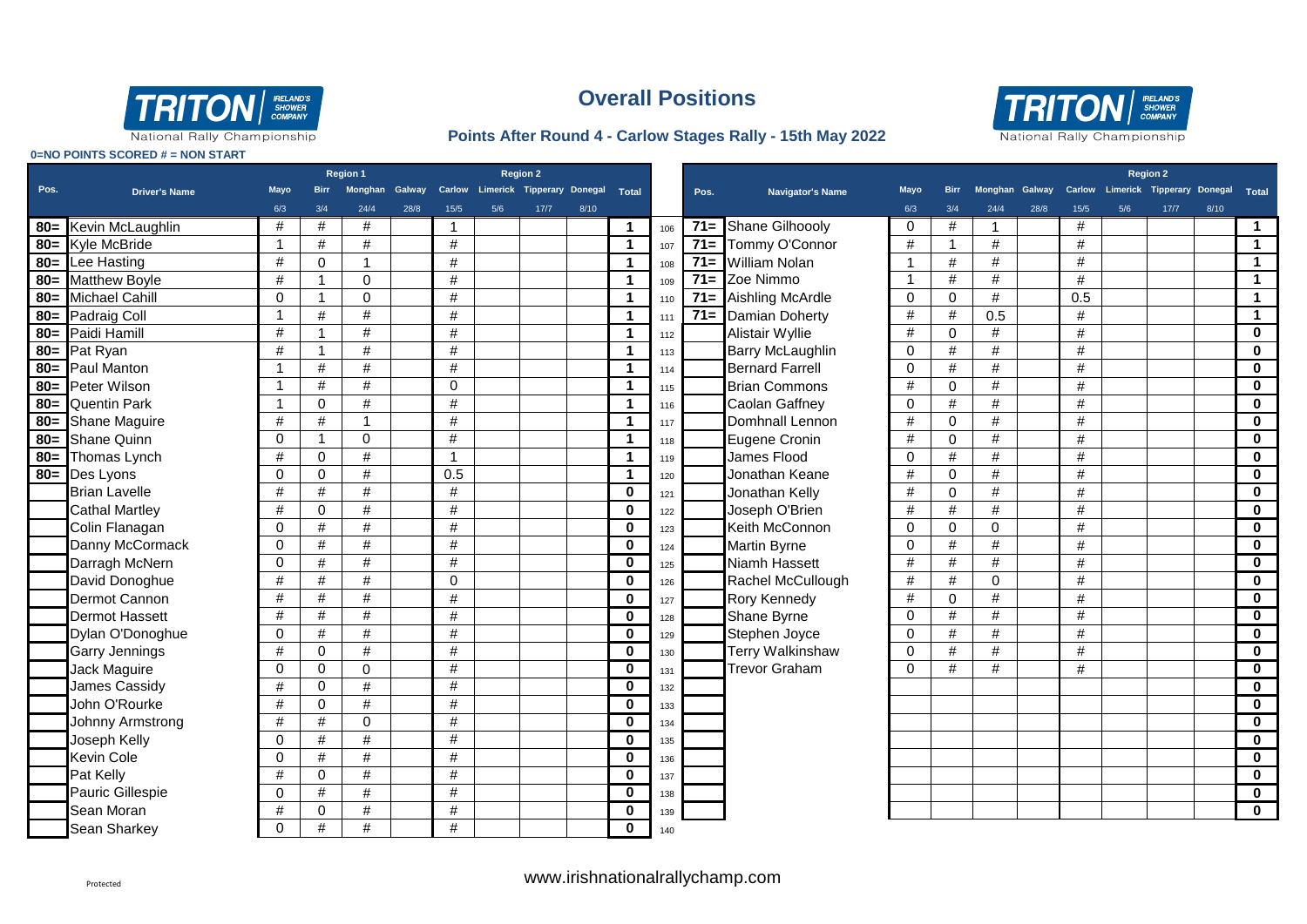# Overall Positions

## Points After Round 4 - Carlow Stages Rally - 15th May 2022

**0=NO POINTS SCORED # = NON START**

| Pos. | Driver's Name | Mayo | Birr | Monghan | Galway | Carlow | Limerick | Tipperary | Donegal | Total |
|---|---|---|---|---|---|---|---|---|---|---|
| | | Region 1 | | | | Region 2 | | | | |
| | | 6/3 | 3/4 | 24/4 | 28/8 | 15/5 | 5/6 | 17/7 | 8/10 | |
| 80= | Kevin McLaughlin | # | # | # | | 1 | | | | 1 |
| 80= | Kyle McBride | 1 | # | # | | # | | | | 1 |
| 80= | Lee Hasting | # | 0 | 1 | | # | | | | 1 |
| 80= | Matthew Boyle | # | 1 | 0 | | # | | | | 1 |
| 80= | Michael Cahill | 0 | 1 | 0 | | # | | | | 1 |
| 80= | Padraig Coll | 1 | # | # | | # | | | | 1 |
| 80= | Paidi Hamill | # | 1 | # | | # | | | | 1 |
| 80= | Pat Ryan | # | 1 | # | | # | | | | 1 |
| 80= | Paul Manton | 1 | # | # | | # | | | | 1 |
| 80= | Peter Wilson | 1 | # | # | | 0 | | | | 1 |
| 80= | Quentin Park | 1 | 0 | # | | # | | | | 1 |
| 80= | Shane Maguire | # | # | 1 | | # | | | | 1 |
| 80= | Shane Quinn | 0 | 1 | 0 | | # | | | | 1 |
| 80= | Thomas Lynch | # | 0 | # | | 1 | | | | 1 |
| 80= | Des Lyons | 0 | 0 | # | | 0.5 | | | | 1 |
| | Brian Lavelle | # | # | # | | # | | | | 0 |
| | Cathal Martley | # | 0 | # | | # | | | | 0 |
| | Colin Flanagan | 0 | # | # | | # | | | | 0 |
| | Danny McCormack | 0 | # | # | | # | | | | 0 |
| | Darragh McNern | 0 | # | # | | # | | | | 0 |
| | David Donoghue | # | # | # | | 0 | | | | 0 |
| | Dermot Cannon | # | # | # | | # | | | | 0 |
| | Dermot Hassett | # | # | # | | # | | | | 0 |
| | Dylan O'Donoghue | 0 | # | # | | # | | | | 0 |
| | Garry Jennings | # | 0 | # | | # | | | | 0 |
| | Jack Maguire | 0 | 0 | 0 | | # | | | | 0 |
| | James Cassidy | # | 0 | # | | # | | | | 0 |
| | John O'Rourke | # | 0 | # | | # | | | | 0 |
| | Johnny Armstrong | # | # | 0 | | # | | | | 0 |
| | Joseph Kelly | 0 | # | # | | # | | | | 0 |
| | Kevin Cole | 0 | # | # | | # | | | | 0 |
| | Pat Kelly | # | 0 | # | | # | | | | 0 |
| | Pauric Gillespie | 0 | # | # | | # | | | | 0 |
| | Sean Moran | # | 0 | # | | # | | | | 0 |
| | Sean Sharkey | 0 | # | # | | # | | | | 0 |

| | Pos. | Navigator's Name | Mayo | Birr | Monghan | Galway | Carlow | Limerick | Tipperary | Donegal | Total |
|---|---|---|---|---|---|---|---|---|---|---|---|
| | | | | | | | Region 2 | | | | |
| | | | 6/3 | 3/4 | 24/4 | 28/8 | 15/5 | 5/6 | 17/7 | 8/10 | |
| 106 | 71= | Shane Gilhoooly | 0 | # | 1 | | # | | | | 1 |
| 107 | 71= | Tommy O'Connor | # | 1 | # | | # | | | | 1 |
| 108 | 71= | William Nolan | 1 | # | # | | # | | | | 1 |
| 109 | 71= | Zoe Nimmo | 1 | # | # | | # | | | | 1 |
| 110 | 71= | Aishling McArdle | 0 | 0 | # | | 0.5 | | | | 1 |
| 111 | 71= | Damian Doherty | # | # | 0.5 | | # | | | | 1 |
| 112 | | Alistair Wyllie | # | 0 | # | | # | | | | 0 |
| 113 | | Barry McLaughlin | 0 | # | # | | # | | | | 0 |
| 114 | | Bernard Farrell | 0 | # | # | | # | | | | 0 |
| 115 | | Brian Commons | # | 0 | # | | # | | | | 0 |
| 116 | | Caolan Gaffney | 0 | # | # | | # | | | | 0 |
| 117 | | Domhnall Lennon | # | 0 | # | | # | | | | 0 |
| 118 | | Eugene Cronin | # | 0 | # | | # | | | | 0 |
| 119 | | James Flood | 0 | # | # | | # | | | | 0 |
| 120 | | Jonathan Keane | # | 0 | # | | # | | | | 0 |
| 121 | | Jonathan Kelly | # | 0 | # | | # | | | | 0 |
| 122 | | Joseph O'Brien | # | # | # | | # | | | | 0 |
| 123 | | Keith McConnon | 0 | 0 | 0 | | # | | | | 0 |
| 124 | | Martin Byrne | 0 | # | # | | # | | | | 0 |
| 125 | | Niamh Hassett | # | # | # | | # | | | | 0 |
| 126 | | Rachel McCullough | # | # | 0 | | # | | | | 0 |
| 127 | | Rory Kennedy | # | 0 | # | | # | | | | 0 |
| 128 | | Shane Byrne | 0 | # | # | | # | | | | 0 |
| 129 | | Stephen Joyce | 0 | # | # | | # | | | | 0 |
| 130 | | Terry Walkinshaw | 0 | # | # | | # | | | | 0 |
| 131 | | Trevor Graham | 0 | # | # | | # | | | | 0 |
| 132 | | | | | | | | | | | 0 |
| 133 | | | | | | | | | | | 0 |
| 134 | | | | | | | | | | | 0 |
| 135 | | | | | | | | | | | 0 |
| 136 | | | | | | | | | | | 0 |
| 137 | | | | | | | | | | | 0 |
| 138 | | | | | | | | | | | 0 |
| 139 | | | | | | | | | | | 0 |
| 140 | | | | | | | | | | | |

Protected

www.irishnationalrallychamp.com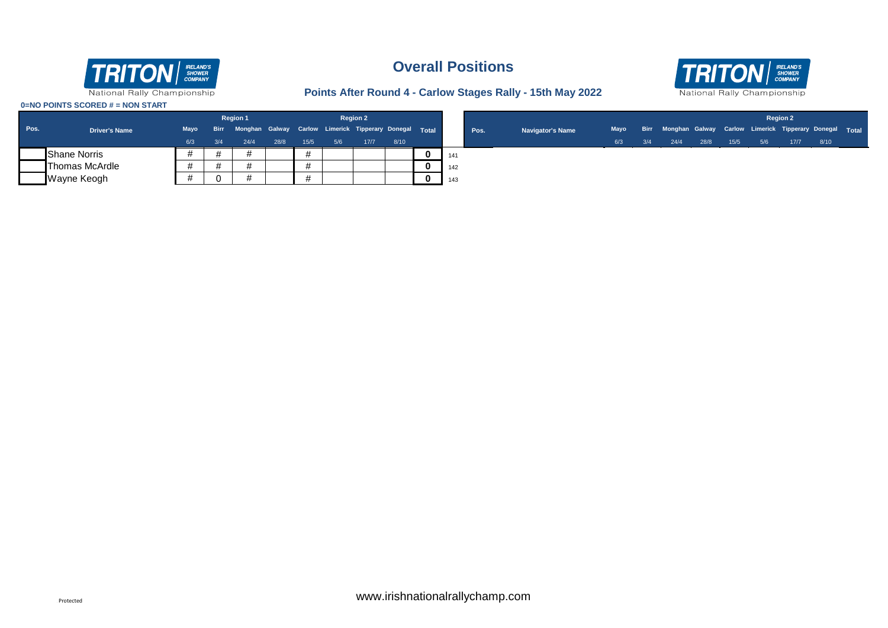# Overall Positions

## Points After Round 4 - Carlow Stages Rally - 15th May 2022

**0=NO POINTS SCORED # = NON START**

| Pos. | Driver's Name | Mayo | Birr | Monghan | Galway | Carlow | Limerick | Tipperary | Donegal | Total | |
|---|---|---|---|---|---|---|---|---|---|---|---|
| | | Region 1 | | | | Region 2 | | | | | |
| | | 6/3 | 3/4 | 24/4 | 28/8 | 15/5 | 5/6 | 17/7 | 8/10 | | |
| | Shane Norris | # | # | # | | # | | | | 0 | 141 |
| | Thomas McArdle | # | # | # | | # | | | | 0 | 142 |
| | Wayne Keogh | # | 0 | # | | # | | | | 0 | 143 |

| Pos. | Navigator's Name | Mayo | Birr | Monghan | Galway | Carlow | Limerick | Tipperary | Donegal | Total |
|---|---|---|---|---|---|---|---|---|---|---|
| | | | | | | Region 2 | | | | |
| | | 6/3 | 3/4 | 24/4 | 28/8 | 15/5 | 5/6 | 17/7 | 8/10 | |

Protected

www.irishnationalrallychamp.com